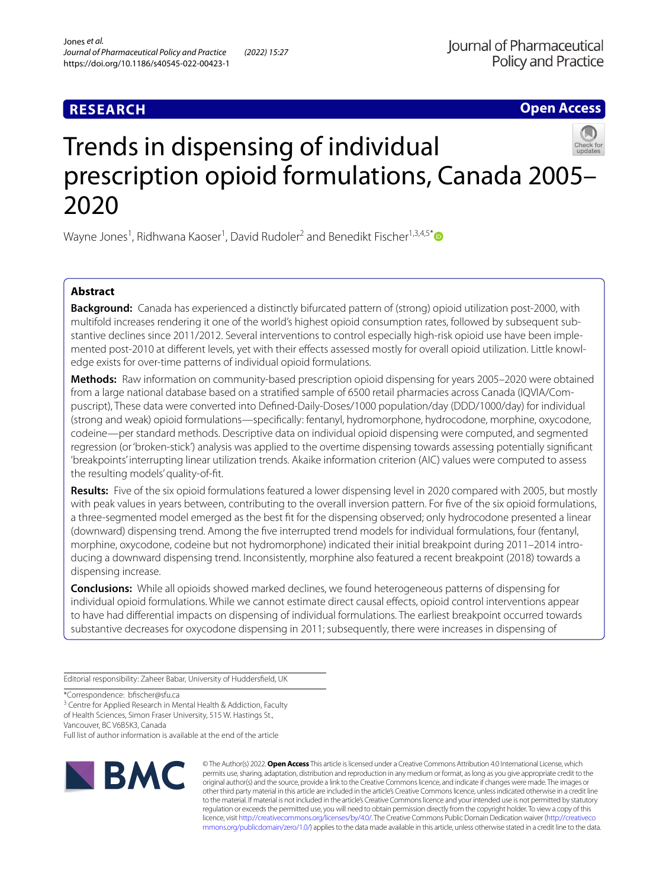**RESEARCH** **Open Access**

# Trends in dispensing of individual prescription opioid formulations, Canada 2005–2020

Wayne Jones[1], Ridhwana Kaoser[1], David Rudoler[2] and Benedikt Fischer[1,3,4,5*]

## Abstract

**Background:** Canada has experienced a distinctly bifurcated pattern of (strong) opioid utilization post-2000, with multifold increases rendering it one of the world's highest opioid consumption rates, followed by subsequent substantive declines since 2011/2012. Several interventions to control especially high-risk opioid use have been implemented post-2010 at different levels, yet with their effects assessed mostly for overall opioid utilization. Little knowledge exists for over-time patterns of individual opioid formulations.

**Methods:** Raw information on community-based prescription opioid dispensing for years 2005–2020 were obtained from a large national database based on a stratified sample of 6500 retail pharmacies across Canada (IQVIA/Compuscript), These data were converted into Defined-Daily-Doses/1000 population/day (DDD/1000/day) for individual (strong and weak) opioid formulations—specifically: fentanyl, hydromorphone, hydrocodone, morphine, oxycodone, codeine—per standard methods. Descriptive data on individual opioid dispensing were computed, and segmented regression (or 'broken-stick') analysis was applied to the overtime dispensing towards assessing potentially significant 'breakpoints' interrupting linear utilization trends. Akaike information criterion (AIC) values were computed to assess the resulting models' quality-of-fit.

**Results:** Five of the six opioid formulations featured a lower dispensing level in 2020 compared with 2005, but mostly with peak values in years between, contributing to the overall inversion pattern. For five of the six opioid formulations, a three-segmented model emerged as the best fit for the dispensing observed; only hydrocodone presented a linear (downward) dispensing trend. Among the five interrupted trend models for individual formulations, four (fentanyl, morphine, oxycodone, codeine but not hydromorphone) indicated their initial breakpoint during 2011–2014 introducing a downward dispensing trend. Inconsistently, morphine also featured a recent breakpoint (2018) towards a dispensing increase.

**Conclusions:** While all opioids showed marked declines, we found heterogeneous patterns of dispensing for individual opioid formulations. While we cannot estimate direct causal effects, opioid control interventions appear to have had differential impacts on dispensing of individual formulations. The earliest breakpoint occurred towards substantive decreases for oxycodone dispensing in 2011; subsequently, there were increases in dispensing of

Editorial responsibility: Zaheer Babar, University of Huddersfield, UK

*Correspondence: bfischer@sfu.ca
[3] Centre for Applied Research in Mental Health & Addiction, Faculty of Health Sciences, Simon Fraser University, 515 W. Hastings St., Vancouver, BC V6B5K3, Canada
Full list of author information is available at the end of the article

© The Author(s) 2022. **Open Access** This article is licensed under a Creative Commons Attribution 4.0 International License, which permits use, sharing, adaptation, distribution and reproduction in any medium or format, as long as you give appropriate credit to the original author(s) and the source, provide a link to the Creative Commons licence, and indicate if changes were made. The images or other third party material in this article are included in the article's Creative Commons licence, unless indicated otherwise in a credit line to the material. If material is not included in the article's Creative Commons licence and your intended use is not permitted by statutory regulation or exceeds the permitted use, you will need to obtain permission directly from the copyright holder. To view a copy of this licence, visit http://creativecommons.org/licenses/by/4.0/. The Creative Commons Public Domain Dedication waiver (http://creativecommons.org/publicdomain/zero/1.0/) applies to the data made available in this article, unless otherwise stated in a credit line to the data.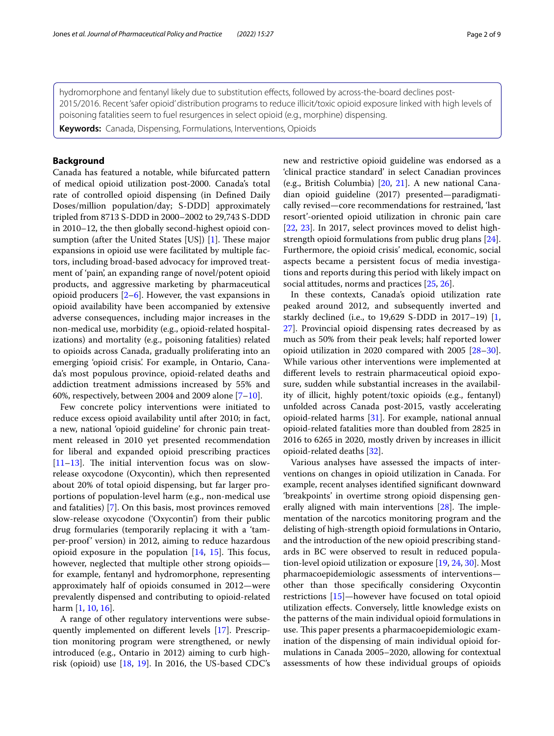hydromorphone and fentanyl likely due to substitution effects, followed by across-the-board declines post-2015/2016. Recent 'safer opioid' distribution programs to reduce illicit/toxic opioid exposure linked with high levels of poisoning fatalities seem to fuel resurgences in select opioid (e.g., morphine) dispensing.

**Keywords:** Canada, Dispensing, Formulations, Interventions, Opioids

## Background

Canada has featured a notable, while bifurcated pattern of medical opioid utilization post-2000. Canada's total rate of controlled opioid dispensing (in Defined Daily Doses/million population/day; S-DDD] approximately tripled from 8713 S-DDD in 2000–2002 to 29,743 S-DDD in 2010–12, the then globally second-highest opioid consumption (after the United States [US]) [1]. These major expansions in opioid use were facilitated by multiple factors, including broad-based advocacy for improved treatment of 'pain', an expanding range of novel/potent opioid products, and aggressive marketing by pharmaceutical opioid producers [2–6]. However, the vast expansions in opioid availability have been accompanied by extensive adverse consequences, including major increases in the non-medical use, morbidity (e.g., opioid-related hospitalizations) and mortality (e.g., poisoning fatalities) related to opioids across Canada, gradually proliferating into an emerging 'opioid crisis'. For example, in Ontario, Canada's most populous province, opioid-related deaths and addiction treatment admissions increased by 55% and 60%, respectively, between 2004 and 2009 alone [7–10].

Few concrete policy interventions were initiated to reduce excess opioid availability until after 2010; in fact, a new, national 'opioid guideline' for chronic pain treatment released in 2010 yet presented recommendation for liberal and expanded opioid prescribing practices [11–13]. The initial intervention focus was on slow-release oxycodone (Oxycontin), which then represented about 20% of total opioid dispensing, but far larger proportions of population-level harm (e.g., non-medical use and fatalities) [7]. On this basis, most provinces removed slow-release oxycodone ('Oxycontin') from their public drug formularies (temporarily replacing it with a 'tamper-proof' version) in 2012, aiming to reduce hazardous opioid exposure in the population [14, 15]. This focus, however, neglected that multiple other strong opioids—for example, fentanyl and hydromorphone, representing approximately half of opioids consumed in 2012—were prevalently dispensed and contributing to opioid-related harm [1, 10, 16].

A range of other regulatory interventions were subsequently implemented on different levels [17]. Prescription monitoring program were strengthened, or newly introduced (e.g., Ontario in 2012) aiming to curb high-risk (opioid) use [18, 19]. In 2016, the US-based CDC's new and restrictive opioid guideline was endorsed as a 'clinical practice standard' in select Canadian provinces (e.g., British Columbia) [20, 21]. A new national Canadian opioid guideline (2017) presented—paradigmatically revised—core recommendations for restrained, 'last resort'-oriented opioid utilization in chronic pain care [22, 23]. In 2017, select provinces moved to delist high-strength opioid formulations from public drug plans [24]. Furthermore, the opioid crisis' medical, economic, social aspects became a persistent focus of media investigations and reports during this period with likely impact on social attitudes, norms and practices [25, 26].

In these contexts, Canada's opioid utilization rate peaked around 2012, and subsequently inverted and starkly declined (i.e., to 19,629 S-DDD in 2017–19) [1, 27]. Provincial opioid dispensing rates decreased by as much as 50% from their peak levels; half reported lower opioid utilization in 2020 compared with 2005 [28–30]. While various other interventions were implemented at different levels to restrain pharmaceutical opioid exposure, sudden while substantial increases in the availability of illicit, highly potent/toxic opioids (e.g., fentanyl) unfolded across Canada post-2015, vastly accelerating opioid-related harms [31]. For example, national annual opioid-related fatalities more than doubled from 2825 in 2016 to 6265 in 2020, mostly driven by increases in illicit opioid-related deaths [32].

Various analyses have assessed the impacts of interventions on changes in opioid utilization in Canada. For example, recent analyses identified significant downward 'breakpoints' in overtime strong opioid dispensing generally aligned with main interventions [28]. The implementation of the narcotics monitoring program and the delisting of high-strength opioid formulations in Ontario, and the introduction of the new opioid prescribing standards in BC were observed to result in reduced population-level opioid utilization or exposure [19, 24, 30]. Most pharmacoepidemiologic assessments of interventions—other than those specifically considering Oxycontin restrictions [15]—however have focused on total opioid utilization effects. Conversely, little knowledge exists on the patterns of the main individual opioid formulations in use. This paper presents a pharmacoepidemiologic examination of the dispensing of main individual opioid formulations in Canada 2005–2020, allowing for contextual assessments of how these individual groups of opioids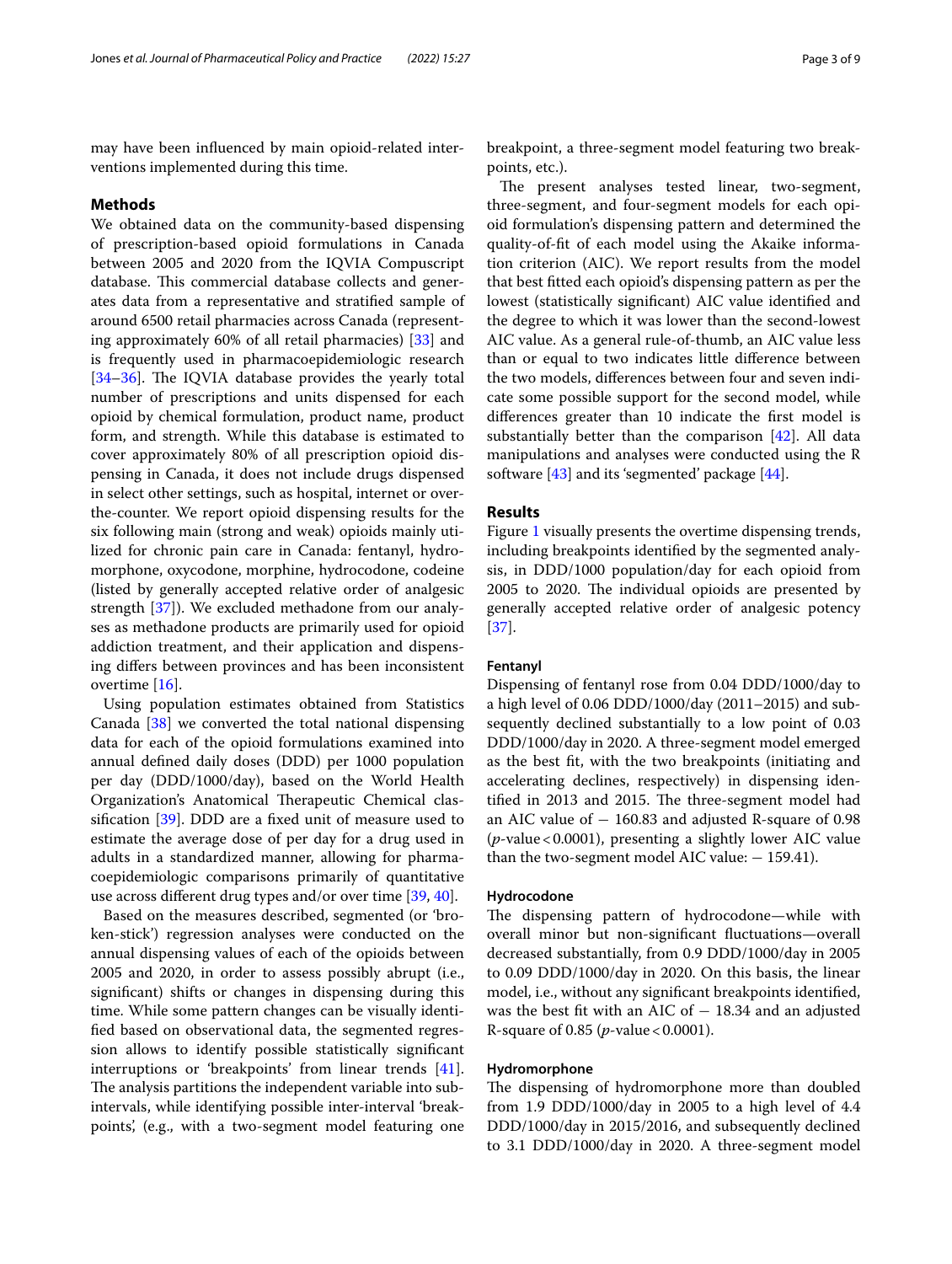may have been influenced by main opioid-related interventions implemented during this time.

## Methods

We obtained data on the community-based dispensing of prescription-based opioid formulations in Canada between 2005 and 2020 from the IQVIA Compuscript database. This commercial database collects and generates data from a representative and stratified sample of around 6500 retail pharmacies across Canada (representing approximately 60% of all retail pharmacies) [33] and is frequently used in pharmacoepidemiologic research [34–36]. The IQVIA database provides the yearly total number of prescriptions and units dispensed for each opioid by chemical formulation, product name, product form, and strength. While this database is estimated to cover approximately 80% of all prescription opioid dispensing in Canada, it does not include drugs dispensed in select other settings, such as hospital, internet or over-the-counter. We report opioid dispensing results for the six following main (strong and weak) opioids mainly utilized for chronic pain care in Canada: fentanyl, hydromorphone, oxycodone, morphine, hydrocodone, codeine (listed by generally accepted relative order of analgesic strength [37]). We excluded methadone from our analyses as methadone products are primarily used for opioid addiction treatment, and their application and dispensing differs between provinces and has been inconsistent overtime [16].

Using population estimates obtained from Statistics Canada [38] we converted the total national dispensing data for each of the opioid formulations examined into annual defined daily doses (DDD) per 1000 population per day (DDD/1000/day), based on the World Health Organization's Anatomical Therapeutic Chemical classification [39]. DDD are a fixed unit of measure used to estimate the average dose of per day for a drug used in adults in a standardized manner, allowing for pharmacoepidemiologic comparisons primarily of quantitative use across different drug types and/or over time [39, 40].

Based on the measures described, segmented (or 'broken-stick') regression analyses were conducted on the annual dispensing values of each of the opioids between 2005 and 2020, in order to assess possibly abrupt (i.e., significant) shifts or changes in dispensing during this time. While some pattern changes can be visually identified based on observational data, the segmented regression allows to identify possible statistically significant interruptions or 'breakpoints' from linear trends [41]. The analysis partitions the independent variable into sub-intervals, while identifying possible inter-interval 'breakpoints', (e.g., with a two-segment model featuring one breakpoint, a three-segment model featuring two breakpoints, etc.).

The present analyses tested linear, two-segment, three-segment, and four-segment models for each opioid formulation's dispensing pattern and determined the quality-of-fit of each model using the Akaike information criterion (AIC). We report results from the model that best fitted each opioid's dispensing pattern as per the lowest (statistically significant) AIC value identified and the degree to which it was lower than the second-lowest AIC value. As a general rule-of-thumb, an AIC value less than or equal to two indicates little difference between the two models, differences between four and seven indicate some possible support for the second model, while differences greater than 10 indicate the first model is substantially better than the comparison [42]. All data manipulations and analyses were conducted using the R software [43] and its 'segmented' package [44].

## Results

Figure 1 visually presents the overtime dispensing trends, including breakpoints identified by the segmented analysis, in DDD/1000 population/day for each opioid from 2005 to 2020. The individual opioids are presented by generally accepted relative order of analgesic potency [37].

### Fentanyl

Dispensing of fentanyl rose from 0.04 DDD/1000/day to a high level of 0.06 DDD/1000/day (2011–2015) and subsequently declined substantially to a low point of 0.03 DDD/1000/day in 2020. A three-segment model emerged as the best fit, with the two breakpoints (initiating and accelerating declines, respectively) in dispensing identified in 2013 and 2015. The three-segment model had an AIC value of − 160.83 and adjusted R-square of 0.98 ($p$-value < 0.0001), presenting a slightly lower AIC value than the two-segment model AIC value: − 159.41).

### Hydrocodone

The dispensing pattern of hydrocodone—while with overall minor but non-significant fluctuations—overall decreased substantially, from 0.9 DDD/1000/day in 2005 to 0.09 DDD/1000/day in 2020. On this basis, the linear model, i.e., without any significant breakpoints identified, was the best fit with an AIC of − 18.34 and an adjusted R-square of 0.85 ($p$-value < 0.0001).

### Hydromorphone

The dispensing of hydromorphone more than doubled from 1.9 DDD/1000/day in 2005 to a high level of 4.4 DDD/1000/day in 2015/2016, and subsequently declined to 3.1 DDD/1000/day in 2020. A three-segment model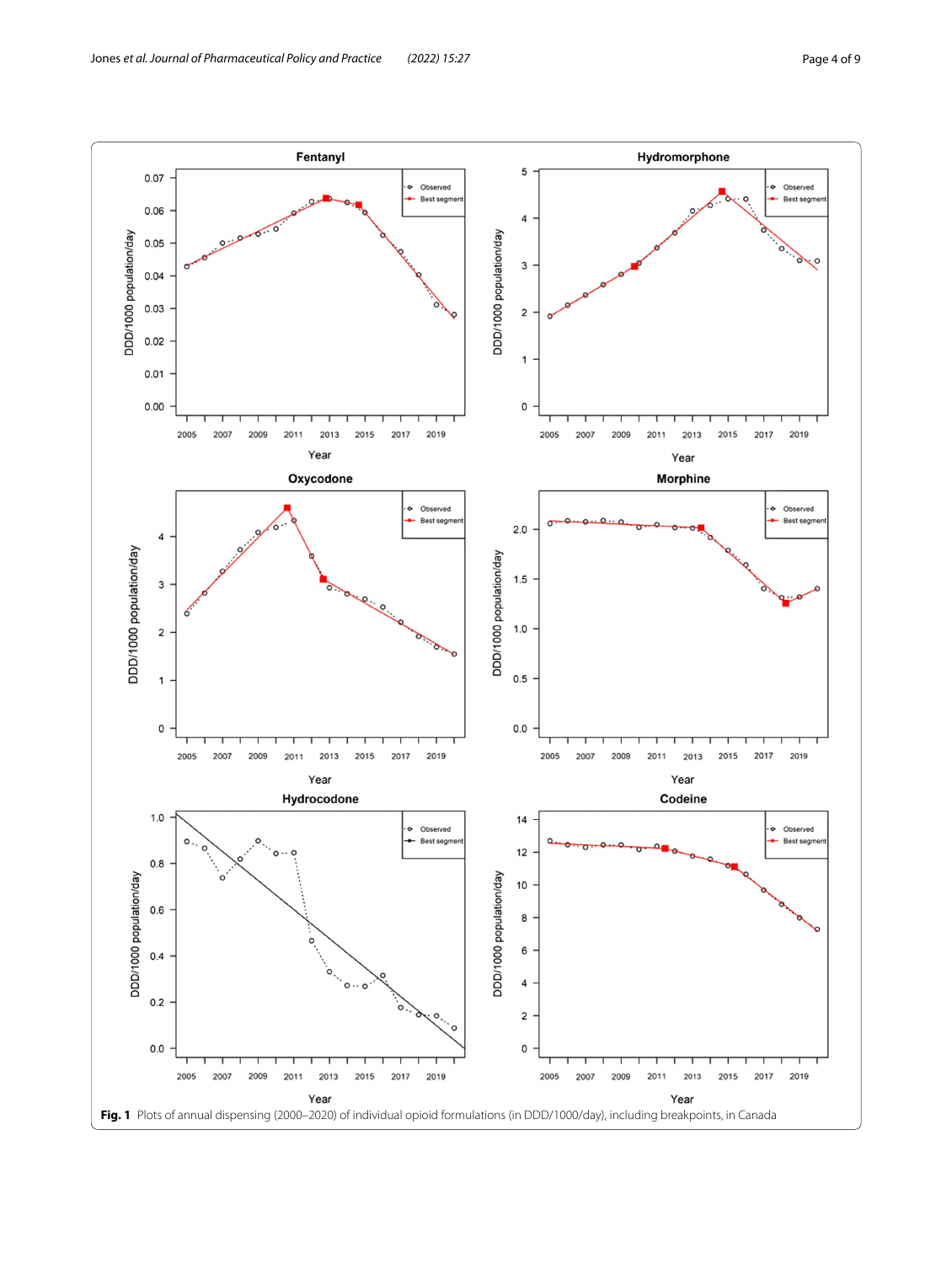Fig. 1 Plots of annual dispensing (2000–2020) of individual opioid formulations (in DDD/1000/day), including breakpoints, in Canada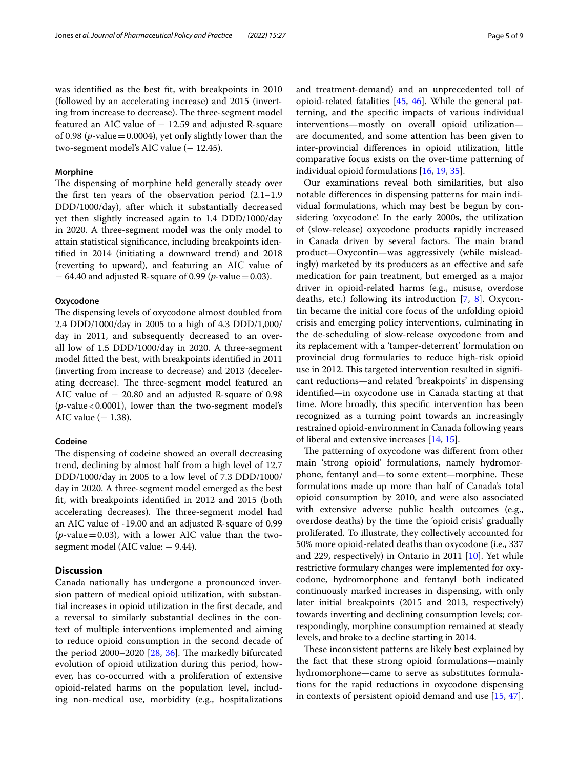was identified as the best fit, with breakpoints in 2010 (followed by an accelerating increase) and 2015 (inverting from increase to decrease). The three-segment model featured an AIC value of − 12.59 and adjusted R-square of 0.98 ($p$-value = 0.0004), yet only slightly lower than the two-segment model's AIC value (− 12.45).

#### Morphine

The dispensing of morphine held generally steady over the first ten years of the observation period (2.1–1.9 DDD/1000/day), after which it substantially decreased yet then slightly increased again to 1.4 DDD/1000/day in 2020. A three-segment model was the only model to attain statistical significance, including breakpoints identified in 2014 (initiating a downward trend) and 2018 (reverting to upward), and featuring an AIC value of − 64.40 and adjusted R-square of 0.99 ($p$-value = 0.03).

#### Oxycodone

The dispensing levels of oxycodone almost doubled from 2.4 DDD/1000/day in 2005 to a high of 4.3 DDD/1,000/day in 2011, and subsequently decreased to an overall low of 1.5 DDD/1000/day in 2020. A three-segment model fitted the best, with breakpoints identified in 2011 (inverting from increase to decrease) and 2013 (decelerating decrease). The three-segment model featured an AIC value of − 20.80 and an adjusted R-square of 0.98 ($p$-value < 0.0001), lower than the two-segment model's AIC value (− 1.38).

#### Codeine

The dispensing of codeine showed an overall decreasing trend, declining by almost half from a high level of 12.7 DDD/1000/day in 2005 to a low level of 7.3 DDD/1000/day in 2020. A three-segment model emerged as the best fit, with breakpoints identified in 2012 and 2015 (both accelerating decreases). The three-segment model had an AIC value of -19.00 and an adjusted R-square of 0.99 ($p$-value = 0.03), with a lower AIC value than the two-segment model (AIC value: − 9.44).

## Discussion

Canada nationally has undergone a pronounced inversion pattern of medical opioid utilization, with substantial increases in opioid utilization in the first decade, and a reversal to similarly substantial declines in the context of multiple interventions implemented and aiming to reduce opioid consumption in the second decade of the period 2000–2020 [28, 36]. The markedly bifurcated evolution of opioid utilization during this period, however, has co-occurred with a proliferation of extensive opioid-related harms on the population level, including non-medical use, morbidity (e.g., hospitalizations and treatment-demand) and an unprecedented toll of opioid-related fatalities [45, 46]. While the general patterning, and the specific impacts of various individual interventions—mostly on overall opioid utilization—are documented, and some attention has been given to inter-provincial differences in opioid utilization, little comparative focus exists on the over-time patterning of individual opioid formulations [16, 19, 35].

Our examinations reveal both similarities, but also notable differences in dispensing patterns for main individual formulations, which may best be begun by considering 'oxycodone'. In the early 2000s, the utilization of (slow-release) oxycodone products rapidly increased in Canada driven by several factors. The main brand product—Oxycontin—was aggressively (while misleadingly) marketed by its producers as an effective and safe medication for pain treatment, but emerged as a major driver in opioid-related harms (e.g., misuse, overdose deaths, etc.) following its introduction [7, 8]. Oxycontin became the initial core focus of the unfolding opioid crisis and emerging policy interventions, culminating in the de-scheduling of slow-release oxycodone from and its replacement with a 'tamper-deterrent' formulation on provincial drug formularies to reduce high-risk opioid use in 2012. This targeted intervention resulted in significant reductions—and related 'breakpoints' in dispensing identified—in oxycodone use in Canada starting at that time. More broadly, this specific intervention has been recognized as a turning point towards an increasingly restrained opioid-environment in Canada following years of liberal and extensive increases [14, 15].

The patterning of oxycodone was different from other main 'strong opioid' formulations, namely hydromorphone, fentanyl and—to some extent—morphine. These formulations made up more than half of Canada's total opioid consumption by 2010, and were also associated with extensive adverse public health outcomes (e.g., overdose deaths) by the time the 'opioid crisis' gradually proliferated. To illustrate, they collectively accounted for 50% more opioid-related deaths than oxycodone (i.e., 337 and 229, respectively) in Ontario in 2011 [10]. Yet while restrictive formulary changes were implemented for oxycodone, hydromorphone and fentanyl both indicated continuously marked increases in dispensing, with only later initial breakpoints (2015 and 2013, respectively) towards inverting and declining consumption levels; correspondingly, morphine consumption remained at steady levels, and broke to a decline starting in 2014.

These inconsistent patterns are likely best explained by the fact that these strong opioid formulations—mainly hydromorphone—came to serve as substitutes formulations for the rapid reductions in oxycodone dispensing in contexts of persistent opioid demand and use [15, 47].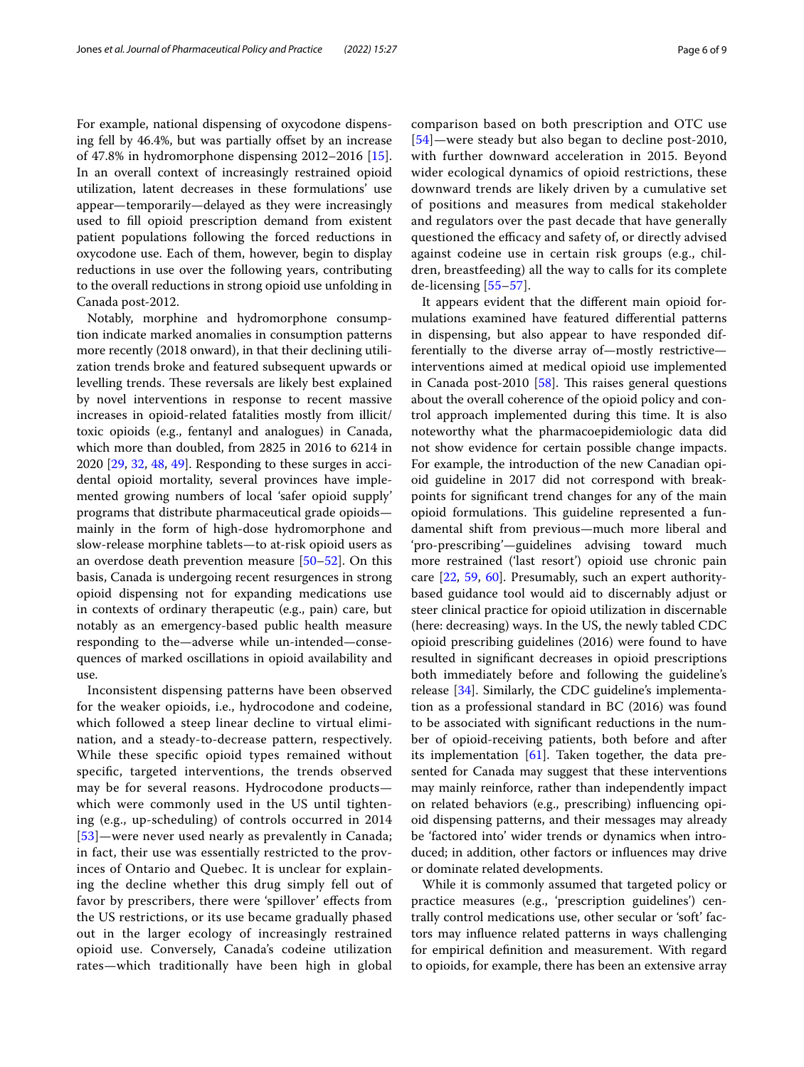For example, national dispensing of oxycodone dispensing fell by 46.4%, but was partially offset by an increase of 47.8% in hydromorphone dispensing 2012–2016 [15]. In an overall context of increasingly restrained opioid utilization, latent decreases in these formulations' use appear—temporarily—delayed as they were increasingly used to fill opioid prescription demand from existent patient populations following the forced reductions in oxycodone use. Each of them, however, begin to display reductions in use over the following years, contributing to the overall reductions in strong opioid use unfolding in Canada post-2012.

Notably, morphine and hydromorphone consumption indicate marked anomalies in consumption patterns more recently (2018 onward), in that their declining utilization trends broke and featured subsequent upwards or levelling trends. These reversals are likely best explained by novel interventions in response to recent massive increases in opioid-related fatalities mostly from illicit/toxic opioids (e.g., fentanyl and analogues) in Canada, which more than doubled, from 2825 in 2016 to 6214 in 2020 [29, 32, 48, 49]. Responding to these surges in accidental opioid mortality, several provinces have implemented growing numbers of local 'safer opioid supply' programs that distribute pharmaceutical grade opioids—mainly in the form of high-dose hydromorphone and slow-release morphine tablets—to at-risk opioid users as an overdose death prevention measure [50–52]. On this basis, Canada is undergoing recent resurgences in strong opioid dispensing not for expanding medications use in contexts of ordinary therapeutic (e.g., pain) care, but notably as an emergency-based public health measure responding to the—adverse while un-intended—consequences of marked oscillations in opioid availability and use.

Inconsistent dispensing patterns have been observed for the weaker opioids, i.e., hydrocodone and codeine, which followed a steep linear decline to virtual elimination, and a steady-to-decrease pattern, respectively. While these specific opioid types remained without specific, targeted interventions, the trends observed may be for several reasons. Hydrocodone products—which were commonly used in the US until tightening (e.g., up-scheduling) of controls occurred in 2014 [53]—were never used nearly as prevalently in Canada; in fact, their use was essentially restricted to the provinces of Ontario and Quebec. It is unclear for explaining the decline whether this drug simply fell out of favor by prescribers, there were 'spillover' effects from the US restrictions, or its use became gradually phased out in the larger ecology of increasingly restrained opioid use. Conversely, Canada's codeine utilization rates—which traditionally have been high in global comparison based on both prescription and OTC use [54]—were steady but also began to decline post-2010, with further downward acceleration in 2015. Beyond wider ecological dynamics of opioid restrictions, these downward trends are likely driven by a cumulative set of positions and measures from medical stakeholder and regulators over the past decade that have generally questioned the efficacy and safety of, or directly advised against codeine use in certain risk groups (e.g., children, breastfeeding) all the way to calls for its complete de-licensing [55–57].

It appears evident that the different main opioid formulations examined have featured differential patterns in dispensing, but also appear to have responded differentially to the diverse array of—mostly restrictive—interventions aimed at medical opioid use implemented in Canada post-2010 [58]. This raises general questions about the overall coherence of the opioid policy and control approach implemented during this time. It is also noteworthy what the pharmacoepidemiologic data did not show evidence for certain possible change impacts. For example, the introduction of the new Canadian opioid guideline in 2017 did not correspond with breakpoints for significant trend changes for any of the main opioid formulations. This guideline represented a fundamental shift from previous—much more liberal and 'pro-prescribing'—guidelines advising toward much more restrained ('last resort') opioid use chronic pain care [22, 59, 60]. Presumably, such an expert authority-based guidance tool would aid to discernably adjust or steer clinical practice for opioid utilization in discernable (here: decreasing) ways. In the US, the newly tabled CDC opioid prescribing guidelines (2016) were found to have resulted in significant decreases in opioid prescriptions both immediately before and following the guideline's release [34]. Similarly, the CDC guideline's implementation as a professional standard in BC (2016) was found to be associated with significant reductions in the number of opioid-receiving patients, both before and after its implementation [61]. Taken together, the data presented for Canada may suggest that these interventions may mainly reinforce, rather than independently impact on related behaviors (e.g., prescribing) influencing opioid dispensing patterns, and their messages may already be 'factored into' wider trends or dynamics when introduced; in addition, other factors or influences may drive or dominate related developments.

While it is commonly assumed that targeted policy or practice measures (e.g., 'prescription guidelines') centrally control medications use, other secular or 'soft' factors may influence related patterns in ways challenging for empirical definition and measurement. With regard to opioids, for example, there has been an extensive array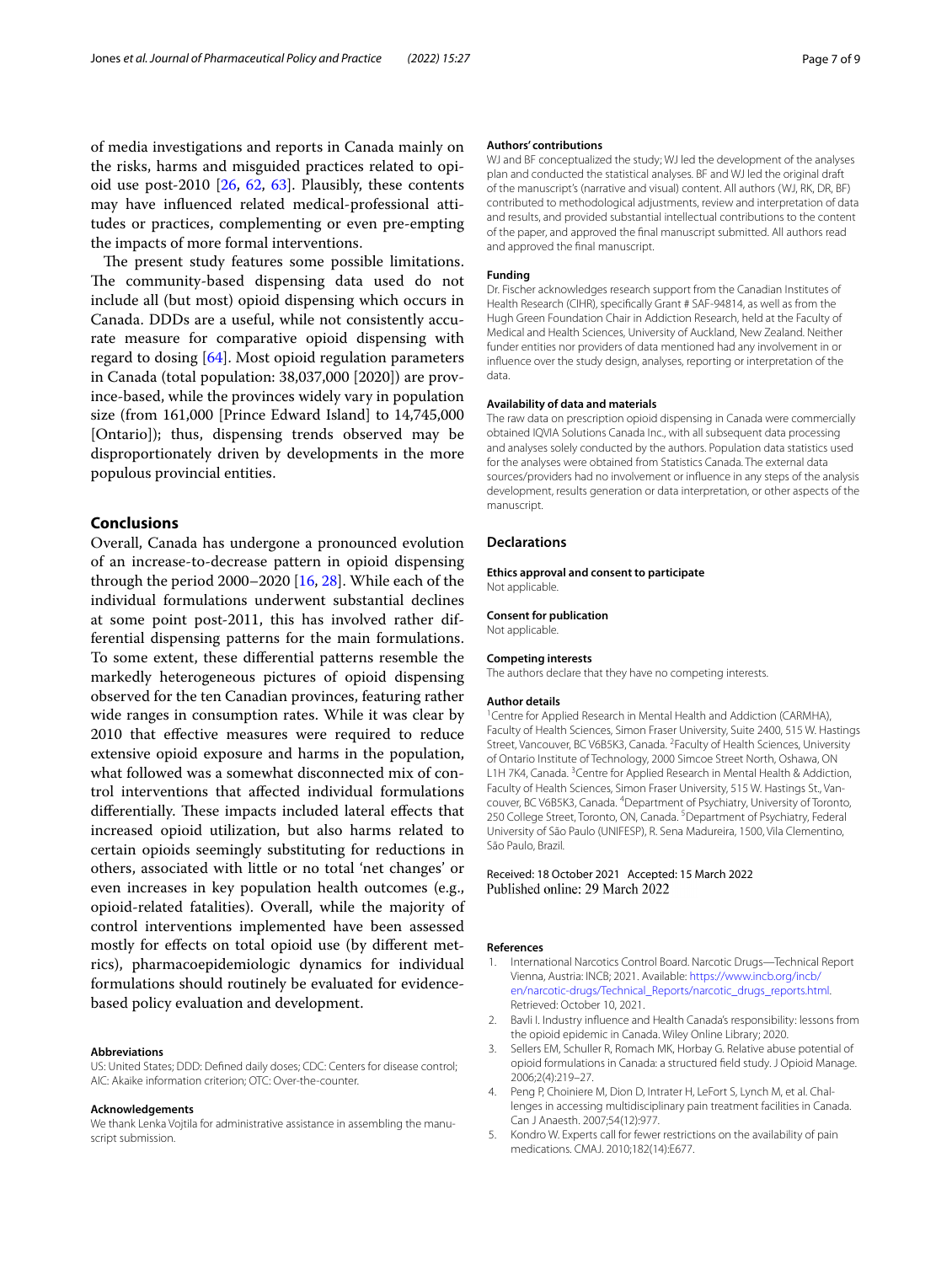of media investigations and reports in Canada mainly on the risks, harms and misguided practices related to opioid use post-2010 [26, 62, 63]. Plausibly, these contents may have influenced related medical-professional attitudes or practices, complementing or even pre-empting the impacts of more formal interventions.

The present study features some possible limitations. The community-based dispensing data used do not include all (but most) opioid dispensing which occurs in Canada. DDDs are a useful, while not consistently accurate measure for comparative opioid dispensing with regard to dosing [64]. Most opioid regulation parameters in Canada (total population: 38,037,000 [2020]) are province-based, while the provinces widely vary in population size (from 161,000 [Prince Edward Island] to 14,745,000 [Ontario]); thus, dispensing trends observed may be disproportionately driven by developments in the more populous provincial entities.

## Conclusions

Overall, Canada has undergone a pronounced evolution of an increase-to-decrease pattern in opioid dispensing through the period 2000–2020 [16, 28]. While each of the individual formulations underwent substantial declines at some point post-2011, this has involved rather differential dispensing patterns for the main formulations. To some extent, these differential patterns resemble the markedly heterogeneous pictures of opioid dispensing observed for the ten Canadian provinces, featuring rather wide ranges in consumption rates. While it was clear by 2010 that effective measures were required to reduce extensive opioid exposure and harms in the population, what followed was a somewhat disconnected mix of control interventions that affected individual formulations differentially. These impacts included lateral effects that increased opioid utilization, but also harms related to certain opioids seemingly substituting for reductions in others, associated with little or no total 'net changes' or even increases in key population health outcomes (e.g., opioid-related fatalities). Overall, while the majority of control interventions implemented have been assessed mostly for effects on total opioid use (by different metrics), pharmacoepidemiologic dynamics for individual formulations should routinely be evaluated for evidence-based policy evaluation and development.

#### Abbreviations

US: United States; DDD: Defined daily doses; CDC: Centers for disease control; AIC: Akaike information criterion; OTC: Over-the-counter.

#### Acknowledgements

We thank Lenka Vojtila for administrative assistance in assembling the manuscript submission.

#### Authors' contributions

WJ and BF conceptualized the study; WJ led the development of the analyses plan and conducted the statistical analyses. BF and WJ led the original draft of the manuscript's (narrative and visual) content. All authors (WJ, RK, DR, BF) contributed to methodological adjustments, review and interpretation of data and results, and provided substantial intellectual contributions to the content of the paper, and approved the final manuscript submitted. All authors read and approved the final manuscript.

#### Funding

Dr. Fischer acknowledges research support from the Canadian Institutes of Health Research (CIHR), specifically Grant # SAF-94814, as well as from the Hugh Green Foundation Chair in Addiction Research, held at the Faculty of Medical and Health Sciences, University of Auckland, New Zealand. Neither funder entities nor providers of data mentioned had any involvement in or influence over the study design, analyses, reporting or interpretation of the data.

#### Availability of data and materials

The raw data on prescription opioid dispensing in Canada were commercially obtained IQVIA Solutions Canada Inc., with all subsequent data processing and analyses solely conducted by the authors. Population data statistics used for the analyses were obtained from Statistics Canada. The external data sources/providers had no involvement or influence in any steps of the analysis development, results generation or data interpretation, or other aspects of the manuscript.

### Declarations

#### Ethics approval and consent to participate

Not applicable.

#### Consent for publication

Not applicable.

#### Competing interests

The authors declare that they have no competing interests.

#### Author details

[1]Centre for Applied Research in Mental Health and Addiction (CARMHA), Faculty of Health Sciences, Simon Fraser University, Suite 2400, 515 W. Hastings Street, Vancouver, BC V6B5K3, Canada. [2]Faculty of Health Sciences, University of Ontario Institute of Technology, 2000 Simcoe Street North, Oshawa, ON L1H 7K4, Canada. [3]Centre for Applied Research in Mental Health & Addiction, Faculty of Health Sciences, Simon Fraser University, 515 W. Hastings St., Vancouver, BC V6B5K3, Canada. [4]Department of Psychiatry, University of Toronto, 250 College Street, Toronto, ON, Canada. [5]Department of Psychiatry, Federal University of São Paulo (UNIFESP), R. Sena Madureira, 1500, Vila Clementino, São Paulo, Brazil.

Received: 18 October 2021 Accepted: 15 March 2022
Published online: 29 March 2022

#### References

1. International Narcotics Control Board. Narcotic Drugs—Technical Report Vienna, Austria: INCB; 2021. Available: https://www.incb.org/incb/en/narcotic-drugs/Technical_Reports/narcotic_drugs_reports.html. Retrieved: October 10, 2021.
2. Bavli I. Industry influence and Health Canada's responsibility: lessons from the opioid epidemic in Canada. Wiley Online Library; 2020.
3. Sellers EM, Schuller R, Romach MK, Horbay G. Relative abuse potential of opioid formulations in Canada: a structured field study. J Opioid Manage. 2006;2(4):219–27.
4. Peng P, Choiniere M, Dion D, Intrater H, LeFort S, Lynch M, et al. Challenges in accessing multidisciplinary pain treatment facilities in Canada. Can J Anaesth. 2007;54(12):977.
5. Kondro W. Experts call for fewer restrictions on the availability of pain medications. CMAJ. 2010;182(14):E677.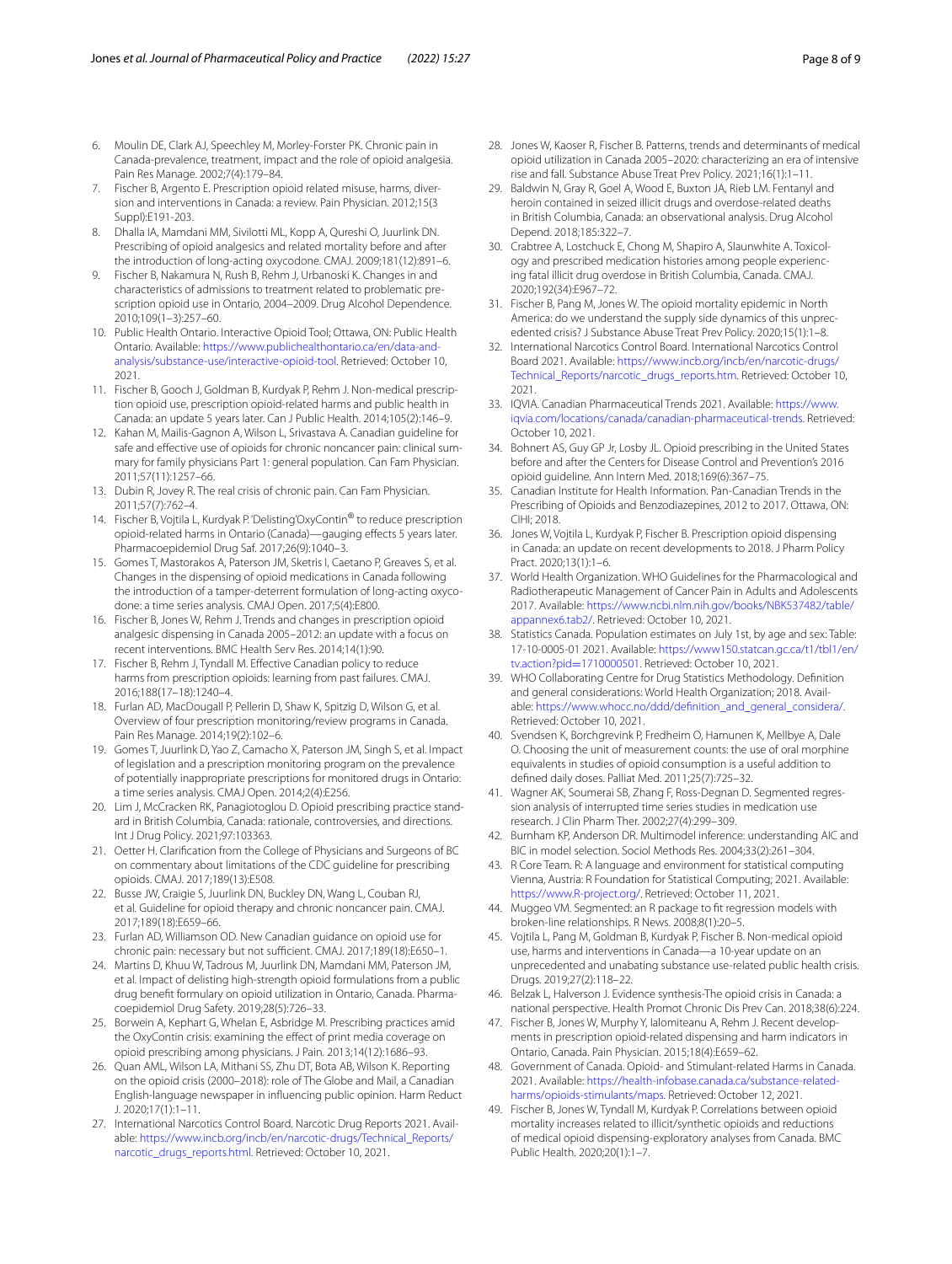6. Moulin DE, Clark AJ, Speechley M, Morley-Forster PK. Chronic pain in Canada-prevalence, treatment, impact and the role of opioid analgesia. Pain Res Manage. 2002;7(4):179–84.
7. Fischer B, Argento E. Prescription opioid related misuse, harms, diversion and interventions in Canada: a review. Pain Physician. 2012;15(3 Suppl):E191-203.
8. Dhalla IA, Mamdani MM, Sivilotti ML, Kopp A, Qureshi O, Juurlink DN. Prescribing of opioid analgesics and related mortality before and after the introduction of long-acting oxycodone. CMAJ. 2009;181(12):891–6.
9. Fischer B, Nakamura N, Rush B, Rehm J, Urbanoski K. Changes in and characteristics of admissions to treatment related to problematic prescription opioid use in Ontario, 2004–2009. Drug Alcohol Dependence. 2010;109(1–3):257–60.
10. Public Health Ontario. Interactive Opioid Tool; Ottawa, ON: Public Health Ontario. Available: https://www.publichealthontario.ca/en/data-and-analysis/substance-use/interactive-opioid-tool. Retrieved: October 10, 2021.
11. Fischer B, Gooch J, Goldman B, Kurdyak P, Rehm J. Non-medical prescription opioid use, prescription opioid-related harms and public health in Canada: an update 5 years later. Can J Public Health. 2014;105(2):146–9.
12. Kahan M, Mailis-Gagnon A, Wilson L, Srivastava A. Canadian guideline for safe and effective use of opioids for chronic noncancer pain: clinical summary for family physicians Part 1: general population. Can Fam Physician. 2011;57(11):1257–66.
13. Dubin R, Jovey R. The real crisis of chronic pain. Can Fam Physician. 2011;57(7):762–4.
14. Fischer B, Vojtila L, Kurdyak P. 'Delisting'OxyContin® to reduce prescription opioid-related harms in Ontario (Canada)—gauging effects 5 years later. Pharmacoepidemiol Drug Saf. 2017;26(9):1040–3.
15. Gomes T, Mastorakos A, Paterson JM, Sketris I, Caetano P, Greaves S, et al. Changes in the dispensing of opioid medications in Canada following the introduction of a tamper-deterrent formulation of long-acting oxycodone: a time series analysis. CMAJ Open. 2017;5(4):E800.
16. Fischer B, Jones W, Rehm J. Trends and changes in prescription opioid analgesic dispensing in Canada 2005–2012: an update with a focus on recent interventions. BMC Health Serv Res. 2014;14(1):90.
17. Fischer B, Rehm J, Tyndall M. Effective Canadian policy to reduce harms from prescription opioids: learning from past failures. CMAJ. 2016;188(17–18):1240–4.
18. Furlan AD, MacDougall P, Pellerin D, Shaw K, Spitzig D, Wilson G, et al. Overview of four prescription monitoring/review programs in Canada. Pain Res Manage. 2014;19(2):102–6.
19. Gomes T, Juurlink D, Yao Z, Camacho X, Paterson JM, Singh S, et al. Impact of legislation and a prescription monitoring program on the prevalence of potentially inappropriate prescriptions for monitored drugs in Ontario: a time series analysis. CMAJ Open. 2014;2(4):E256.
20. Lim J, McCracken RK, Panagiotoglou D. Opioid prescribing practice standard in British Columbia, Canada: rationale, controversies, and directions. Int J Drug Policy. 2021;97:103363.
21. Oetter H. Clarification from the College of Physicians and Surgeons of BC on commentary about limitations of the CDC guideline for prescribing opioids. CMAJ. 2017;189(13):E508.
22. Busse JW, Craigie S, Juurlink DN, Buckley DN, Wang L, Couban RJ, et al. Guideline for opioid therapy and chronic noncancer pain. CMAJ. 2017;189(18):E659–66.
23. Furlan AD, Williamson OD. New Canadian guidance on opioid use for chronic pain: necessary but not sufficient. CMAJ. 2017;189(18):E650–1.
24. Martins D, Khuu W, Tadrous M, Juurlink DN, Mamdani MM, Paterson JM, et al. Impact of delisting high-strength opioid formulations from a public drug benefit formulary on opioid utilization in Ontario, Canada. Pharmacoepidemiol Drug Safety. 2019;28(5):726–33.
25. Borwein A, Kephart G, Whelan E, Asbridge M. Prescribing practices amid the OxyContin crisis: examining the effect of print media coverage on opioid prescribing among physicians. J Pain. 2013;14(12):1686–93.
26. Quan AML, Wilson LA, Mithani SS, Zhu DT, Bota AB, Wilson K. Reporting on the opioid crisis (2000–2018): role of The Globe and Mail, a Canadian English-language newspaper in influencing public opinion. Harm Reduct J. 2020;17(1):1–11.
27. International Narcotics Control Board. Narcotic Drug Reports 2021. Available: https://www.incb.org/incb/en/narcotic-drugs/Technical_Reports/narcotic_drugs_reports.html. Retrieved: October 10, 2021.
28. Jones W, Kaoser R, Fischer B. Patterns, trends and determinants of medical opioid utilization in Canada 2005–2020: characterizing an era of intensive rise and fall. Substance Abuse Treat Prev Policy. 2021;16(1):1–11.
29. Baldwin N, Gray R, Goel A, Wood E, Buxton JA, Rieb LM. Fentanyl and heroin contained in seized illicit drugs and overdose-related deaths in British Columbia, Canada: an observational analysis. Drug Alcohol Depend. 2018;185:322–7.
30. Crabtree A, Lostchuck E, Chong M, Shapiro A, Slaunwhite A. Toxicology and prescribed medication histories among people experiencing fatal illicit drug overdose in British Columbia, Canada. CMAJ. 2020;192(34):E967–72.
31. Fischer B, Pang M, Jones W. The opioid mortality epidemic in North America: do we understand the supply side dynamics of this unprecedented crisis? J Substance Abuse Treat Prev Policy. 2020;15(1):1–8.
32. International Narcotics Control Board. International Narcotics Control Board 2021. Available: https://www.incb.org/incb/en/narcotic-drugs/Technical_Reports/narcotic_drugs_reports.htm. Retrieved: October 10, 2021.
33. IQVIA. Canadian Pharmaceutical Trends 2021. Available: https://www.iqvia.com/locations/canada/canadian-pharmaceutical-trends. Retrieved: October 10, 2021.
34. Bohnert AS, Guy GP Jr, Losby JL. Opioid prescribing in the United States before and after the Centers for Disease Control and Prevention's 2016 opioid guideline. Ann Intern Med. 2018;169(6):367–75.
35. Canadian Institute for Health Information. Pan-Canadian Trends in the Prescribing of Opioids and Benzodiazepines, 2012 to 2017. Ottawa, ON: CIHI; 2018.
36. Jones W, Vojtila L, Kurdyak P, Fischer B. Prescription opioid dispensing in Canada: an update on recent developments to 2018. J Pharm Policy Pract. 2020;13(1):1–6.
37. World Health Organization. WHO Guidelines for the Pharmacological and Radiotherapeutic Management of Cancer Pain in Adults and Adolescents 2017. Available: https://www.ncbi.nlm.nih.gov/books/NBK537482/table/appannex6.tab2/. Retrieved: October 10, 2021.
38. Statistics Canada. Population estimates on July 1st, by age and sex: Table: 17-10-0005-01 2021. Available: https://www150.statcan.gc.ca/t1/tbl1/en/tv.action?pid=1710000501. Retrieved: October 10, 2021.
39. WHO Collaborating Centre for Drug Statistics Methodology. Definition and general considerations: World Health Organization; 2018. Available: https://www.whocc.no/ddd/definition_and_general_considera/. Retrieved: October 10, 2021.
40. Svendsen K, Borchgrevink P, Fredheim O, Hamunen K, Mellbye A, Dale O. Choosing the unit of measurement counts: the use of oral morphine equivalents in studies of opioid consumption is a useful addition to defined daily doses. Palliat Med. 2011;25(7):725–32.
41. Wagner AK, Soumerai SB, Zhang F, Ross-Degnan D. Segmented regression analysis of interrupted time series studies in medication use research. J Clin Pharm Ther. 2002;27(4):299–309.
42. Burnham KP, Anderson DR. Multimodel inference: understanding AIC and BIC in model selection. Sociol Methods Res. 2004;33(2):261–304.
43. R Core Team. R: A language and environment for statistical computing Vienna, Austria: R Foundation for Statistical Computing; 2021. Available: https://www.R-project.org/. Retrieved: October 11, 2021.
44. Muggeo VM. Segmented: an R package to fit regression models with broken-line relationships. R News. 2008;8(1):20–5.
45. Vojtila L, Pang M, Goldman B, Kurdyak P, Fischer B. Non-medical opioid use, harms and interventions in Canada—a 10-year update on an unprecedented and unabating substance use-related public health crisis. Drugs. 2019;27(2):118–22.
46. Belzak L, Halverson J. Evidence synthesis-The opioid crisis in Canada: a national perspective. Health Promot Chronic Dis Prev Can. 2018;38(6):224.
47. Fischer B, Jones W, Murphy Y, Ialomiteanu A, Rehm J. Recent developments in prescription opioid-related dispensing and harm indicators in Ontario, Canada. Pain Physician. 2015;18(4):E659–62.
48. Government of Canada. Opioid- and Stimulant-related Harms in Canada. 2021. Available: https://health-infobase.canada.ca/substance-related-harms/opioids-stimulants/maps. Retrieved: October 12, 2021.
49. Fischer B, Jones W, Tyndall M, Kurdyak P. Correlations between opioid mortality increases related to illicit/synthetic opioids and reductions of medical opioid dispensing-exploratory analyses from Canada. BMC Public Health. 2020;20(1):1–7.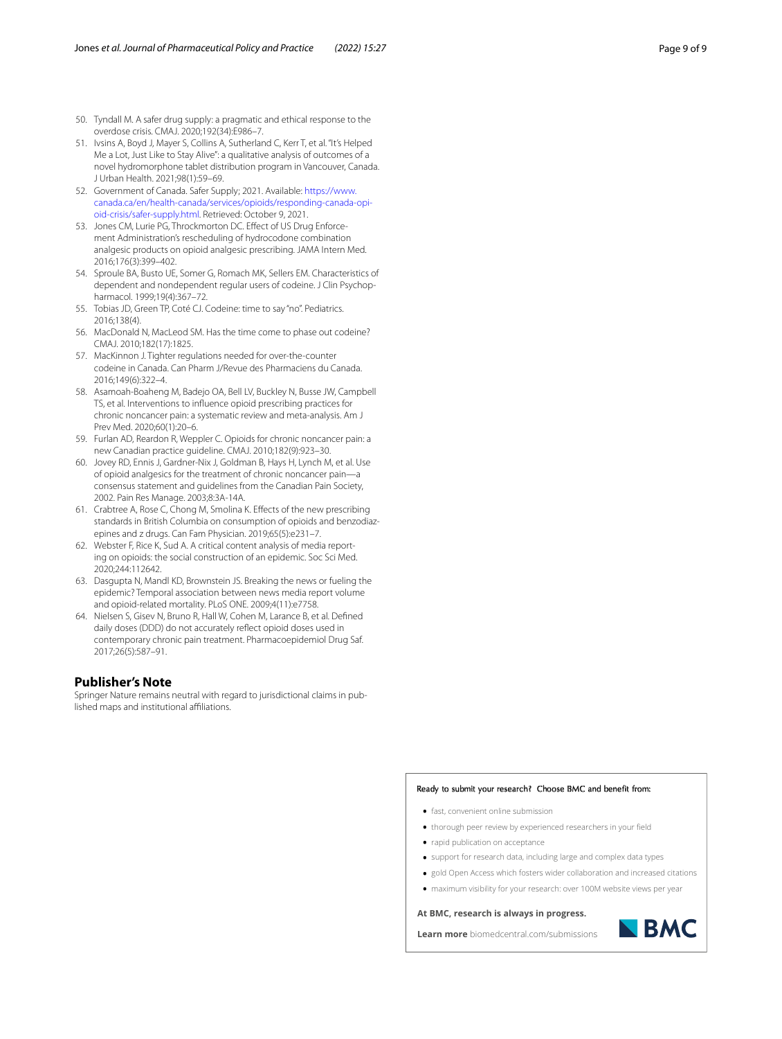50. Tyndall M. A safer drug supply: a pragmatic and ethical response to the overdose crisis. CMAJ. 2020;192(34):E986–7.
51. Ivsins A, Boyd J, Mayer S, Collins A, Sutherland C, Kerr T, et al. "It's Helped Me a Lot, Just Like to Stay Alive": a qualitative analysis of outcomes of a novel hydromorphone tablet distribution program in Vancouver, Canada. J Urban Health. 2021;98(1):59–69.
52. Government of Canada. Safer Supply; 2021. Available: https://www.canada.ca/en/health-canada/services/opioids/responding-canada-opioid-crisis/safer-supply.html. Retrieved: October 9, 2021.
53. Jones CM, Lurie PG, Throckmorton DC. Effect of US Drug Enforcement Administration's rescheduling of hydrocodone combination analgesic products on opioid analgesic prescribing. JAMA Intern Med. 2016;176(3):399–402.
54. Sproule BA, Busto UE, Somer G, Romach MK, Sellers EM. Characteristics of dependent and nondependent regular users of codeine. J Clin Psychopharmacol. 1999;19(4):367–72.
55. Tobias JD, Green TP, Coté CJ. Codeine: time to say "no". Pediatrics. 2016;138(4).
56. MacDonald N, MacLeod SM. Has the time come to phase out codeine? CMAJ. 2010;182(17):1825.
57. MacKinnon J. Tighter regulations needed for over-the-counter codeine in Canada. Can Pharm J/Revue des Pharmaciens du Canada. 2016;149(6):322–4.
58. Asamoah-Boaheng M, Badejo OA, Bell LV, Buckley N, Busse JW, Campbell TS, et al. Interventions to influence opioid prescribing practices for chronic noncancer pain: a systematic review and meta-analysis. Am J Prev Med. 2020;60(1):20–6.
59. Furlan AD, Reardon R, Weppler C. Opioids for chronic noncancer pain: a new Canadian practice guideline. CMAJ. 2010;182(9):923–30.
60. Jovey RD, Ennis J, Gardner-Nix J, Goldman B, Hays H, Lynch M, et al. Use of opioid analgesics for the treatment of chronic noncancer pain—a consensus statement and guidelines from the Canadian Pain Society, 2002. Pain Res Manage. 2003;8:3A-14A.
61. Crabtree A, Rose C, Chong M, Smolina K. Effects of the new prescribing standards in British Columbia on consumption of opioids and benzodiazepines and z drugs. Can Fam Physician. 2019;65(5):e231–7.
62. Webster F, Rice K, Sud A. A critical content analysis of media reporting on opioids: the social construction of an epidemic. Soc Sci Med. 2020;244:112642.
63. Dasgupta N, Mandl KD, Brownstein JS. Breaking the news or fueling the epidemic? Temporal association between news media report volume and opioid-related mortality. PLoS ONE. 2009;4(11):e7758.
64. Nielsen S, Gisev N, Bruno R, Hall W, Cohen M, Larance B, et al. Defined daily doses (DDD) do not accurately reflect opioid doses used in contemporary chronic pain treatment. Pharmacoepidemiol Drug Saf. 2017;26(5):587–91.

## Publisher's Note

Springer Nature remains neutral with regard to jurisdictional claims in published maps and institutional affiliations.

Ready to submit your research? Choose BMC and benefit from:

- fast, convenient online submission
- thorough peer review by experienced researchers in your field
- rapid publication on acceptance
- support for research data, including large and complex data types
- gold Open Access which fosters wider collaboration and increased citations
- maximum visibility for your research: over 100M website views per year

**At BMC, research is always in progress.**

**Learn more** biomedcentral.com/submissions

BMC